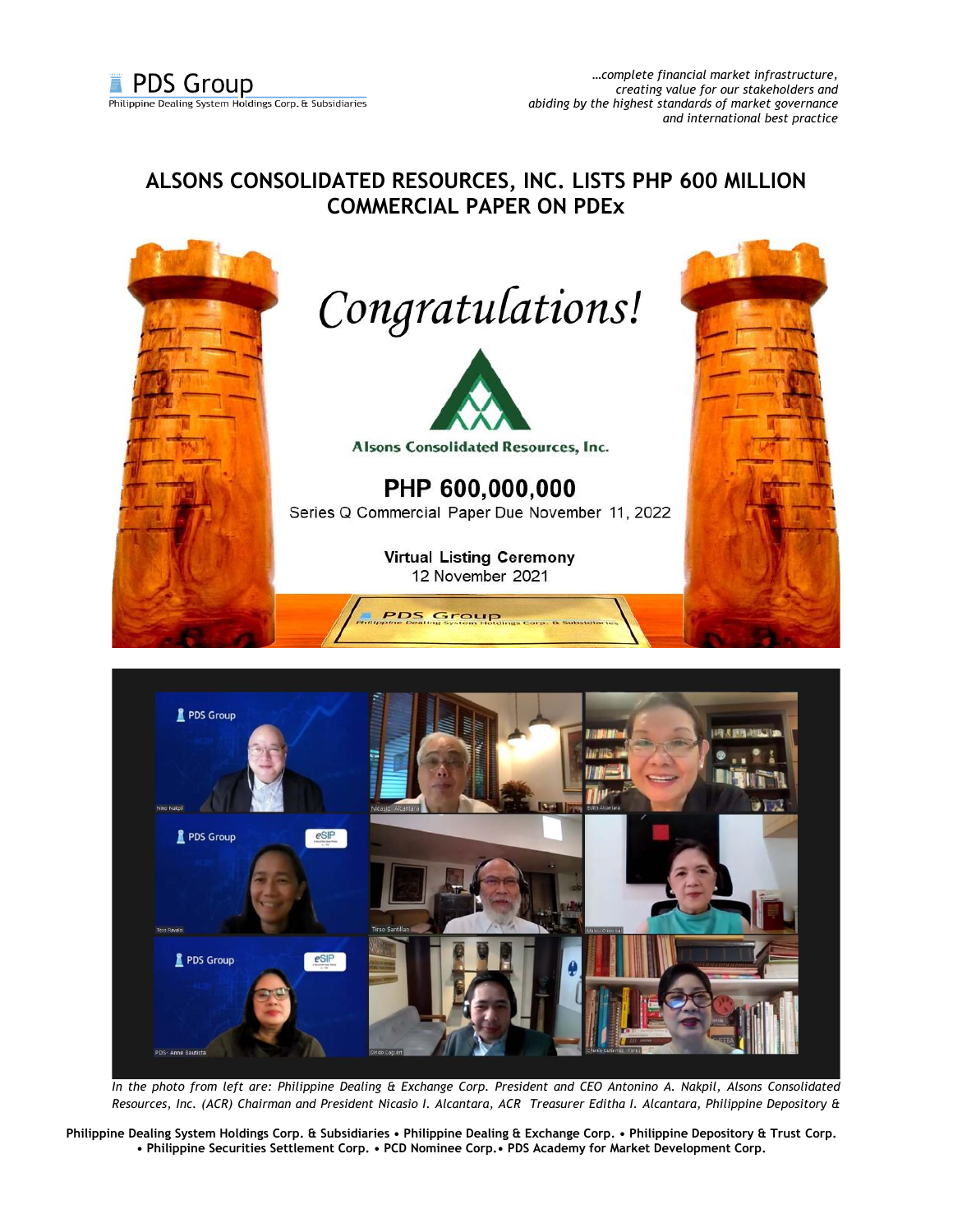# ALSONS CONSOLIDATED RESOURCES, INC. LISTS PHP 600 MILLION COMMERCIAL PAPER ON PDEx

*In the photo from left are: Philippine Dealing & Exchange Corp. President and CEO Antonino A. Nakpil, Alsons Consolidated Resources, Inc. (ACR) Chairman and President Nicasio I. Alcantara, ACR Treasurer Editha I. Alcantara, Philippine Depository &*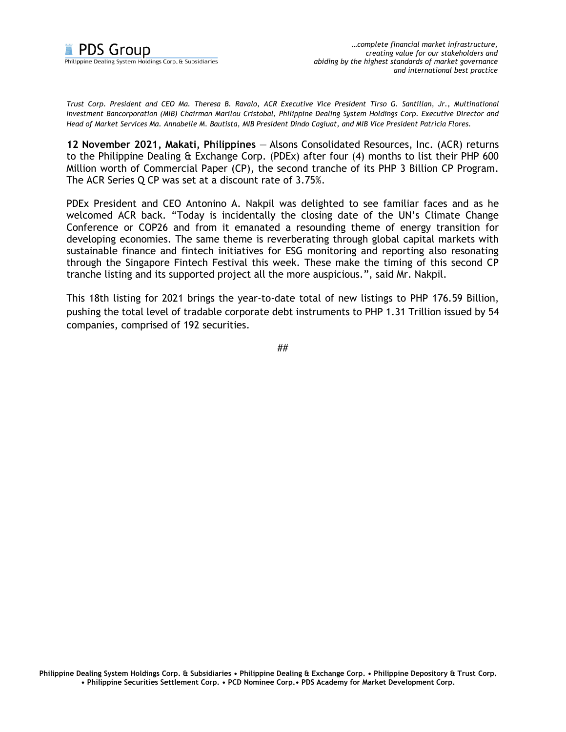*Trust Corp. President and CEO Ma. Theresa B. Ravalo, ACR Executive Vice President Tirso G. Santillan, Jr., Multinational Investment Bancorporation (MIB) Chairman Marilou Cristobal, Philippine Dealing System Holdings Corp. Executive Director and Head of Market Services Ma. Annabelle M. Bautista, MIB President Dindo Cagiuat, and MIB Vice President Patricia Flores.*

**12 November 2021, Makati, Philippines** — Alsons Consolidated Resources, Inc. (ACR) returns to the Philippine Dealing & Exchange Corp. (PDEx) after four (4) months to list their PHP 600 Million worth of Commercial Paper (CP), the second tranche of its PHP 3 Billion CP Program. The ACR Series Q CP was set at a discount rate of 3.75%.

PDEx President and CEO Antonino A. Nakpil was delighted to see familiar faces and as he welcomed ACR back. "Today is incidentally the closing date of the UN's Climate Change Conference or COP26 and from it emanated a resounding theme of energy transition for developing economies. The same theme is reverberating through global capital markets with sustainable finance and fintech initiatives for ESG monitoring and reporting also resonating through the Singapore Fintech Festival this week. These make the timing of this second CP tranche listing and its supported project all the more auspicious.", said Mr. Nakpil.

This 18th listing for 2021 brings the year-to-date total of new listings to PHP 176.59 Billion, pushing the total level of tradable corporate debt instruments to PHP 1.31 Trillion issued by 54 companies, comprised of 192 securities.

##